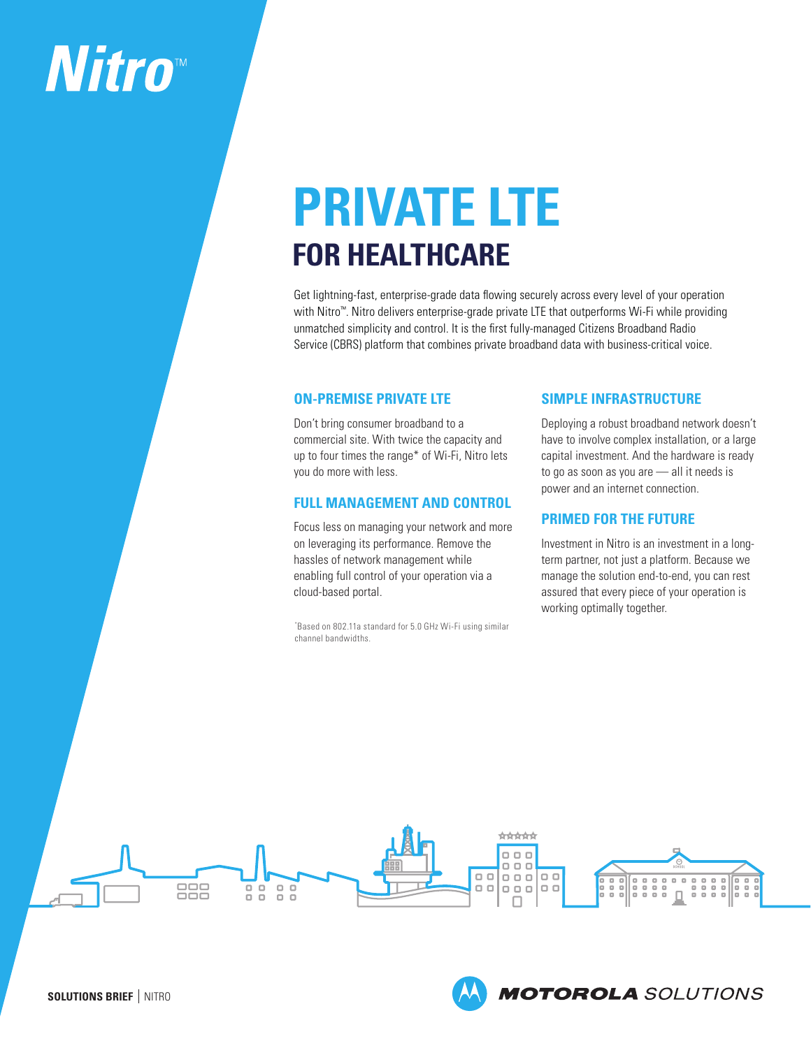Nitro™

# PRIVATE LTE

## FOR HEALTHCARE

Get lightning-fast, enterprise-grade data flowing securely across every level of your operation with Nitro™. Nitro delivers enterprise-grade private LTE that outperforms Wi-Fi while providing unmatched simplicity and control. It is the first fully-managed Citizens Broadband Radio Service (CBRS) platform that combines private broadband data with business-critical voice.

### ON-PREMISE PRIVATE LTE

Don't bring consumer broadband to a commercial site. With twice the capacity and up to four times the range* of Wi-Fi, Nitro lets you do more with less.

### FULL MANAGEMENT AND CONTROL

Focus less on managing your network and more on leveraging its performance. Remove the hassles of network management while enabling full control of your operation via a cloud-based portal.

*Based on 802.11a standard for 5.0 GHz Wi-Fi using similar channel bandwidths.

### SIMPLE INFRASTRUCTURE

Deploying a robust broadband network doesn't have to involve complex installation, or a large capital investment. And the hardware is ready to go as soon as you are — all it needs is power and an internet connection.

### PRIMED FOR THE FUTURE

Investment in Nitro is an investment in a long-term partner, not just a platform. Because we manage the solution end-to-end, you can rest assured that every piece of your operation is working optimally together.

SOLUTIONS BRIEF | NITRO

MOTOROLA SOLUTIONS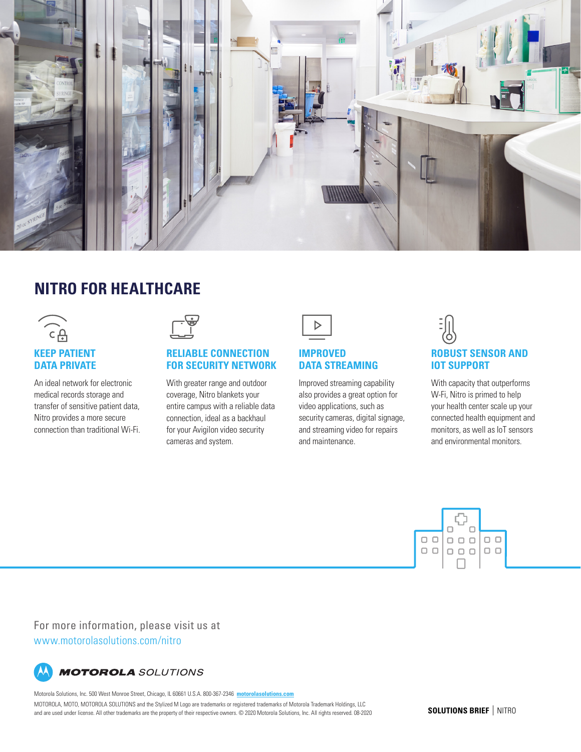## NITRO FOR HEALTHCARE

### KEEP PATIENT DATA PRIVATE

An ideal network for electronic medical records storage and transfer of sensitive patient data, Nitro provides a more secure connection than traditional Wi-Fi.

### RELIABLE CONNECTION FOR SECURITY NETWORK

With greater range and outdoor coverage, Nitro blankets your entire campus with a reliable data connection, ideal as a backhaul for your Avigilon video security cameras and system.

### IMPROVED DATA STREAMING

Improved streaming capability also provides a great option for video applications, such as security cameras, digital signage, and streaming video for repairs and maintenance.

### ROBUST SENSOR AND IOT SUPPORT

With capacity that outperforms W-Fi, Nitro is primed to help your health center scale up your connected health equipment and monitors, as well as IoT sensors and environmental monitors.

For more information, please visit us at www.motorolasolutions.com/nitro

**MOTOROLA** SOLUTIONS

Motorola Solutions, Inc. 500 West Monroe Street, Chicago, IL 60661 U.S.A. 800-367-2346 **motorolasolutions.com**

MOTOROLA, MOTO, MOTOROLA SOLUTIONS and the Stylized M Logo are trademarks or registered trademarks of Motorola Trademark Holdings, LLC and are used under license. All other trademarks are the property of their respective owners. © 2020 Motorola Solutions, Inc. All rights reserved. 08-2020

**SOLUTIONS BRIEF** | NITRO